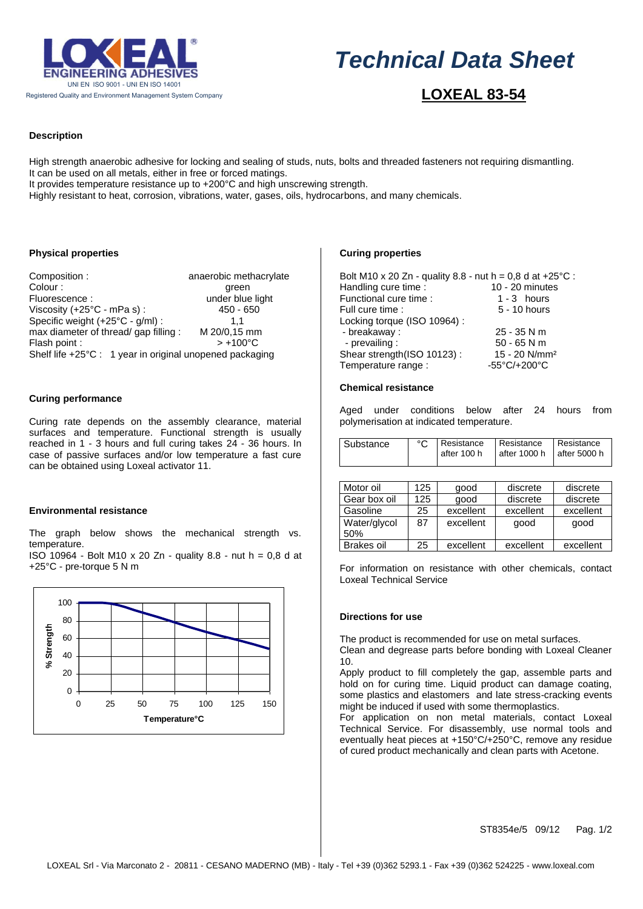# Technical Data Sheet

## LOXEAL 83-54

LOXEAL ENGINEERING ADHESIVES
UNI EN ISO 9001 - UNI EN ISO 14001
Registered Quality and Environment Management System Company

### Description

High strength anaerobic adhesive for locking and sealing of studs, nuts, bolts and threaded fasteners not requiring dismantling.
It can be used on all metals, either in free or forced matings.
It provides temperature resistance up to +200°C and high unscrewing strength.
Highly resistant to heat, corrosion, vibrations, water, gases, oils, hydrocarbons, and many chemicals.

### Physical properties

| | |
|---|---|
| Composition : | anaerobic methacrylate |
| Colour : | green |
| Fluorescence : | under blue light |
| Viscosity (+25°C - mPa s) : | 450 - 650 |
| Specific weight (+25°C - g/ml) : | 1,1 |
| max diameter of thread/ gap filling : | M 20/0,15 mm |
| Flash point : | > +100°C |

Shelf life +25°C : 1 year in original unopened packaging

### Curing performance

Curing rate depends on the assembly clearance, material surfaces and temperature. Functional strength is usually reached in 1 - 3 hours and full curing takes 24 - 36 hours. In case of passive surfaces and/or low temperature a fast cure can be obtained using Loxeal activator 11.

### Environmental resistance

The graph below shows the mechanical strength vs. temperature.
ISO 10964 - Bolt M10 x 20 Zn - quality 8.8 - nut h = 0,8 d at +25°C - pre-torque 5 N m

% Strength vs. Temperature°C (graph: 100% at 0–25°C, ~90% at 50°C, ~80% at 75°C, ~67% at 100°C, ~58% at 125°C, ~48% at 150°C)

### Curing properties

Bolt M10 x 20 Zn - quality 8.8 - nut h = 0,8 d at +25°C :

| | |
|---|---|
| Handling cure time : | 10 - 20 minutes |
| Functional cure time : | 1 - 3 hours |
| Full cure time : | 5 - 10 hours |
| Locking torque (ISO 10964) : | |
| - breakaway : | 25 - 35 N m |
| - prevailing : | 50 - 65 N m |
| Shear strength(ISO 10123) : | 15 - 20 N/mm² |
| Temperature range : | -55°C/+200°C |

### Chemical resistance

Aged under conditions below after 24 hours from polymerisation at indicated temperature.

| Substance | °C | Resistance after 100 h | Resistance after 1000 h | Resistance after 5000 h |
|---|---|---|---|---|
| Motor oil | 125 | good | discrete | discrete |
| Gear box oil | 125 | good | discrete | discrete |
| Gasoline | 25 | excellent | excellent | excellent |
| Water/glycol 50% | 87 | excellent | good | good |
| Brakes oil | 25 | excellent | excellent | excellent |

For information on resistance with other chemicals, contact Loxeal Technical Service

### Directions for use

The product is recommended for use on metal surfaces.
Clean and degrease parts before bonding with Loxeal Cleaner 10.
Apply product to fill completely the gap, assemble parts and hold on for curing time. Liquid product can damage coating, some plastics and elastomers and late stress-cracking events might be induced if used with some thermoplastics.
For application on non metal materials, contact Loxeal Technical Service. For disassembly, use normal tools and eventually heat pieces at +150°C/+250°C, remove any residue of cured product mechanically and clean parts with Acetone.

ST8354e/5 09/12

LOXEAL Srl - Via Marconato 2 - 20811 - CESANO MADERNO (MB) - Italy - Tel +39 (0)362 5293.1 - Fax +39 (0)362 524225 - www.loxeal.com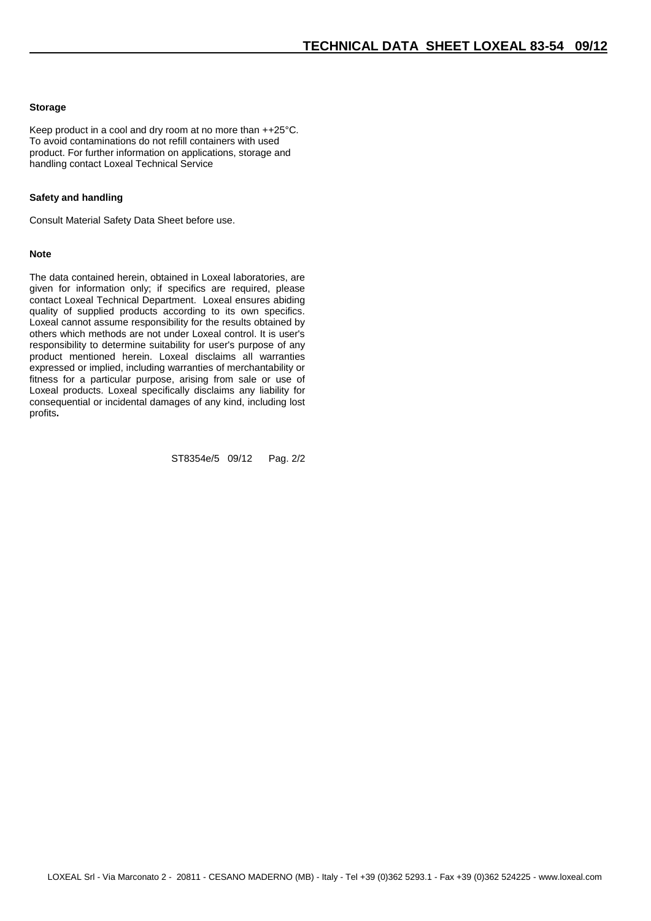**Storage**

Keep product in a cool and dry room at no more than ++25°C. To avoid contaminations do not refill containers with used product. For further information on applications, storage and handling contact Loxeal Technical Service

**Safety and handling**

Consult Material Safety Data Sheet before use.

**Note**

The data contained herein, obtained in Loxeal laboratories, are given for information only; if specifics are required, please contact Loxeal Technical Department. Loxeal ensures abiding quality of supplied products according to its own specifics. Loxeal cannot assume responsibility for the results obtained by others which methods are not under Loxeal control. It is user's responsibility to determine suitability for user's purpose of any product mentioned herein. Loxeal disclaims all warranties expressed or implied, including warranties of merchantability or fitness for a particular purpose, arising from sale or use of Loxeal products. Loxeal specifically disclaims any liability for consequential or incidental damages of any kind, including lost profits**.**

ST8354e/5 09/12